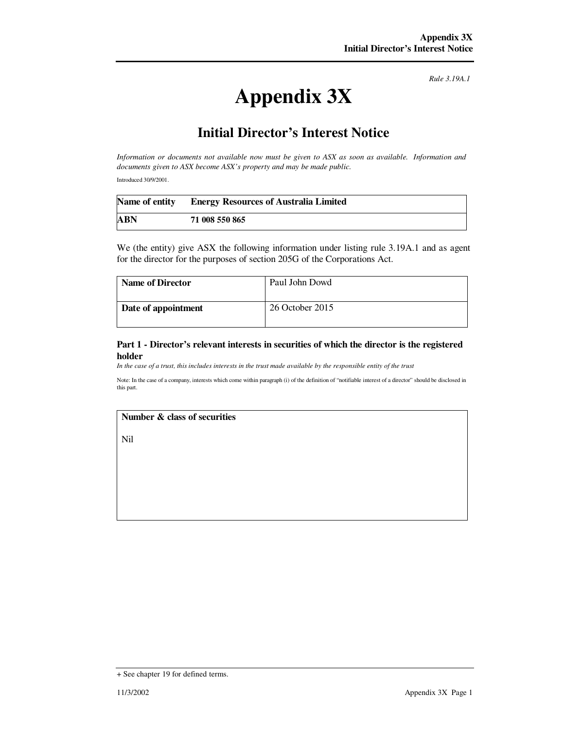*Rule 3.19A.1*

# Appendix 3X

## Initial Director's Interest Notice

*Information or documents not available now must be given to ASX as soon as available. Information and documents given to ASX become ASX's property and may be made public.*

Introduced 30/9/2001.

| **Name of entity** | **Energy Resources of Australia Limited** |
|---|---|
| **ABN** | **71 008 550 865** |

We (the entity) give ASX the following information under listing rule 3.19A.1 and as agent for the director for the purposes of section 205G of the Corporations Act.

| **Name of Director** | Paul John Dowd |
|---|---|
| **Date of appointment** | 26 October 2015 |

### Part 1 - Director's relevant interests in securities of which the director is the registered holder

*In the case of a trust, this includes interests in the trust made available by the responsible entity of the trust*

Note: In the case of a company, interests which come within paragraph (i) of the definition of "notifiable interest of a director" should be disclosed in this part.

| **Number & class of securities** |
|---|
| Nil |

+ See chapter 19 for defined terms.

11/3/2002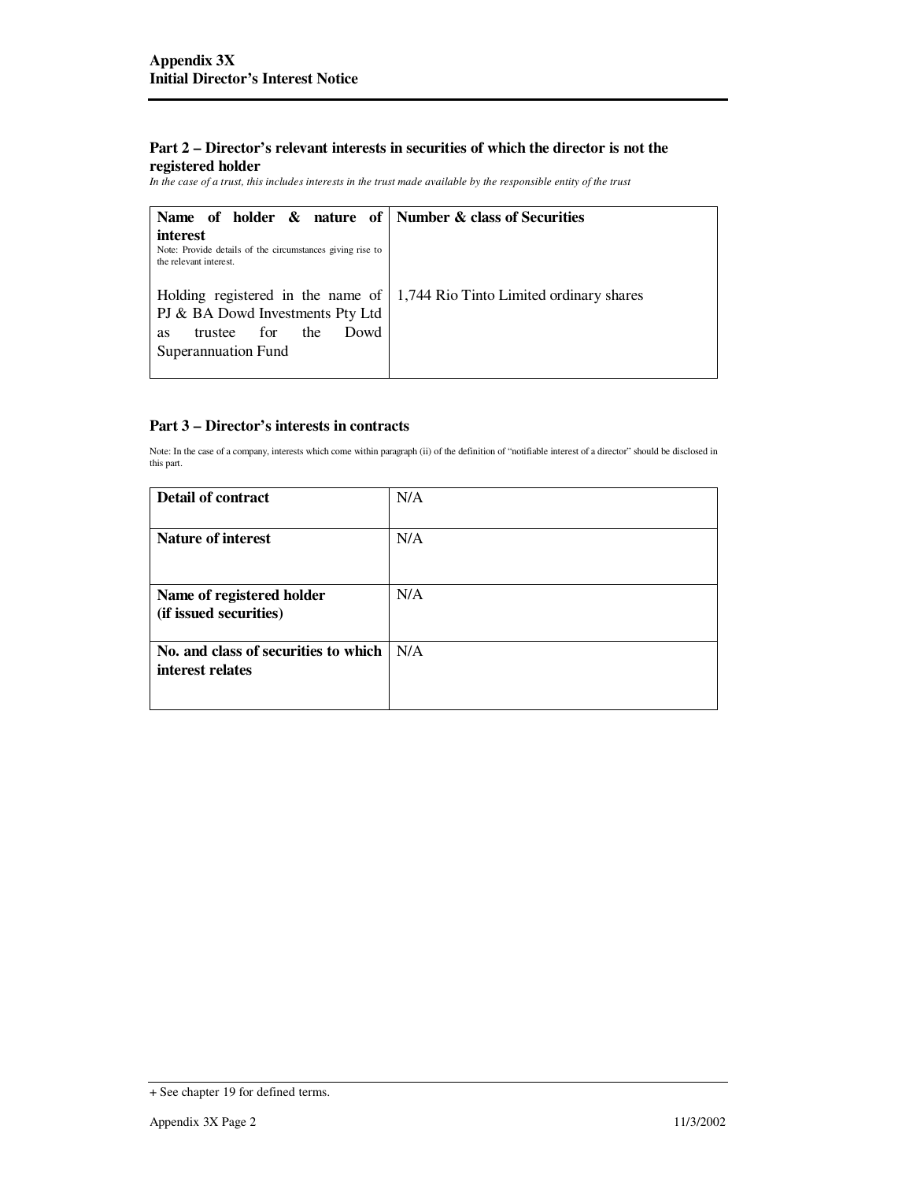## Part 2 – Director's relevant interests in securities of which the director is not the registered holder

*In the case of a trust, this includes interests in the trust made available by the responsible entity of the trust*

| **Name of holder & nature of interest**<br>Note: Provide details of the circumstances giving rise to the relevant interest. | **Number & class of Securities** |
|---|---|
| Holding registered in the name of PJ & BA Dowd Investments Pty Ltd as trustee for the Dowd Superannuation Fund | 1,744 Rio Tinto Limited ordinary shares |

## Part 3 – Director's interests in contracts

Note: In the case of a company, interests which come within paragraph (ii) of the definition of "notifiable interest of a director" should be disclosed in this part.

| | |
|---|---|
| **Detail of contract** | N/A |
| **Nature of interest** | N/A |
| **Name of registered holder (if issued securities)** | N/A |
| **No. and class of securities to which interest relates** | N/A |

+ See chapter 19 for defined terms.